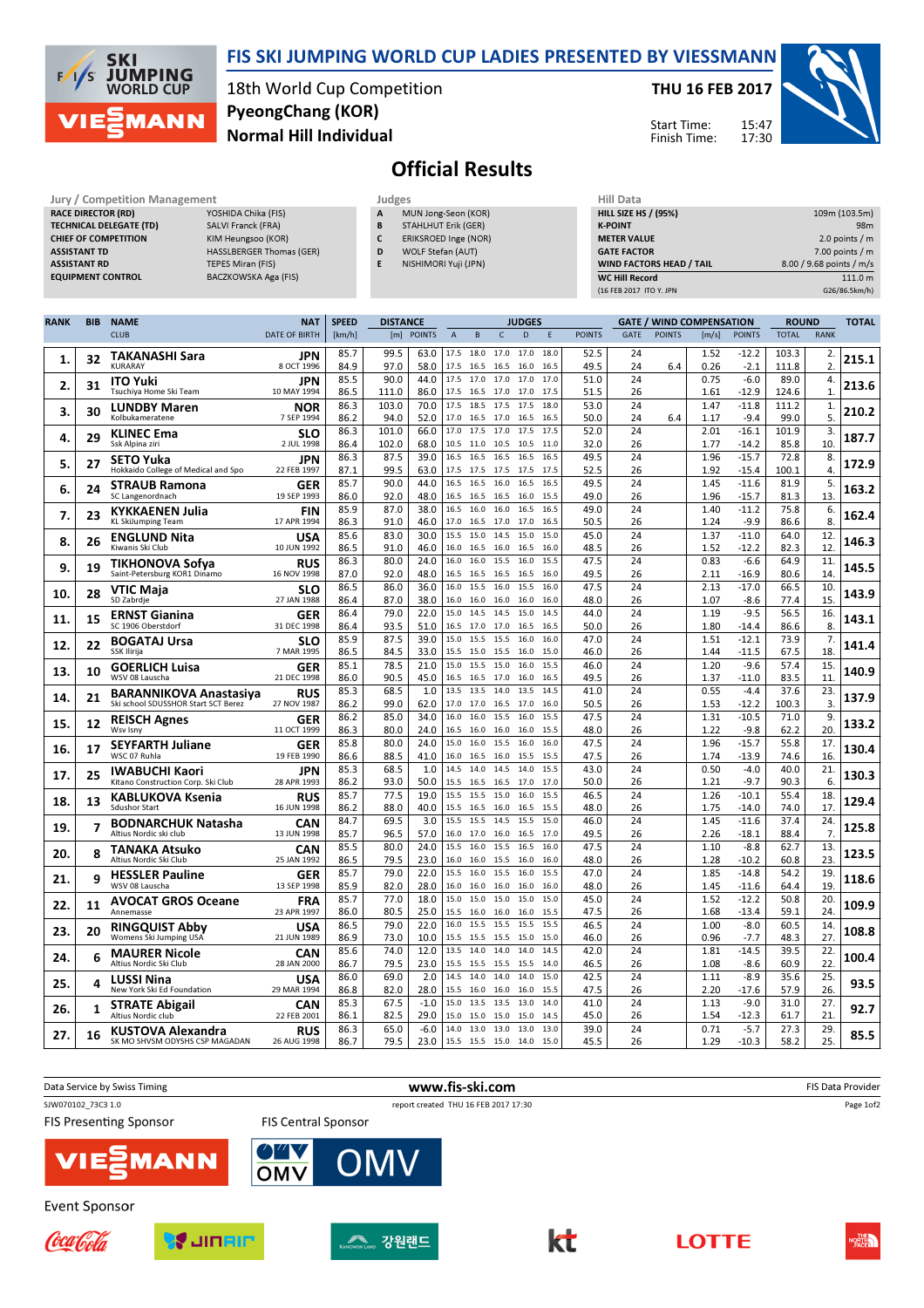# FIS SKI JUMPING WORLD CUP LADIES PRESENTED BY VIESSMANN

**18th World Cup Competition**
**PyeongChang (KOR)**
**Normal Hill Individual**

**THU 16 FEB 2017**

Start Time: 15:47
Finish Time: 17:30

## Official Results

| Jury / Competition Management | |
|---|---|
| RACE DIRECTOR (RD) | YOSHIDA Chika (FIS) |
| TECHNICAL DELEGATE (TD) | SALVI Franck (FRA) |
| CHIEF OF COMPETITION | KIM Heungsoo (KOR) |
| ASSISTANT TD | HASSLBERGER Thomas (GER) |
| ASSISTANT RD | TEPES Miran (FIS) |
| EQUIPMENT CONTROL | BACZKOWSKA Aga (FIS) |

| Judges | |
|---|---|
| A | MUN Jong-Seon (KOR) |
| B | STAHLHUT Erik (GER) |
| C | ERIKSROED Inge (NOR) |
| D | WOLF Stefan (AUT) |
| E | NISHIMORI Yuji (JPN) |

| Hill Data | |
|---|---|
| HILL SIZE HS / (95%) | 109m (103.5m) |
| K-POINT | 98m |
| METER VALUE | 2.0 points / m |
| GATE FACTOR | 7.00 points / m |
| WIND FACTORS HEAD / TAIL | 8.00 / 9.68 points / m/s |
| WC Hill Record | 111.0 m |
| (16 FEB 2017 ITO Y. JPN | G26/86.5km/h) |

| RANK | BIB | NAME / CLUB | NAT / DATE OF BIRTH | SPEED [km/h] | DISTANCE [m] | DISTANCE POINTS | A | B | C | D | E | JUDGES POINTS | GATE | GATE POINTS | WIND [m/s] | WIND POINTS | ROUND TOTAL | ROUND RANK | TOTAL |
|---|---|---|---|---|---|---|---|---|---|---|---|---|---|---|---|---|---|---|---|
| 1. | 32 | TAKANASHI Sara | JPN | 85.7 | 99.5 | 63.0 | 17.5 | 18.0 | 17.0 | 17.0 | 18.0 | 52.5 | 24 | | 1.52 | -12.2 | 103.3 | 2. | 215.1 |
| | | KURARAY | 8 OCT 1996 | 84.9 | 97.0 | 58.0 | 17.5 | 16.5 | 16.5 | 16.0 | 16.5 | 49.5 | 24 | 6.4 | 0.26 | -2.1 | 111.8 | 2. | |
| 2. | 31 | ITO Yuki | JPN | 85.5 | 90.0 | 44.0 | 17.5 | 17.0 | 17.0 | 17.0 | 17.0 | 51.0 | 24 | | 0.75 | -6.0 | 89.0 | 4. | 213.6 |
| | | Tsuchiya Home Ski Team | 10 MAY 1994 | 86.5 | 111.0 | 86.0 | 17.5 | 16.5 | 17.0 | 17.0 | 17.5 | 51.5 | 26 | | 1.61 | -12.9 | 124.6 | 1. | |
| 3. | 30 | LUNDBY Maren | NOR | 86.3 | 103.0 | 70.0 | 17.5 | 18.5 | 17.5 | 17.5 | 18.0 | 53.0 | 24 | | 1.47 | -11.8 | 111.2 | 1. | 210.2 |
| | | Kolbukameratene | 7 SEP 1994 | 86.2 | 94.0 | 52.0 | 17.0 | 16.5 | 17.0 | 16.5 | 16.5 | 50.0 | 24 | 6.4 | 1.17 | -9.4 | 99.0 | 5. | |
| 4. | 29 | KLINEC Ema | SLO | 86.3 | 101.0 | 66.0 | 17.0 | 17.5 | 17.0 | 17.5 | 17.5 | 52.0 | 24 | | 2.01 | -16.1 | 101.9 | 3. | 187.7 |
| | | Ssk Alpina ziri | 2 JUL 1998 | 86.4 | 102.0 | 68.0 | 10.5 | 11.0 | 10.5 | 10.5 | 11.0 | 32.0 | 26 | | 1.77 | -14.2 | 85.8 | 10. | |
| 5. | 27 | SETO Yuka | JPN | 86.3 | 87.5 | 39.0 | 16.5 | 16.5 | 16.5 | 16.5 | 16.5 | 49.5 | 24 | | 1.96 | -15.7 | 72.8 | 8. | 172.9 |
| | | Hokkaido College of Medical and Spo | 22 FEB 1997 | 87.1 | 99.5 | 63.0 | 17.5 | 17.5 | 17.5 | 17.5 | 17.5 | 52.5 | 26 | | 1.92 | -15.4 | 100.1 | 4. | |
| 6. | 24 | STRAUB Ramona | GER | 85.7 | 90.0 | 44.0 | 16.5 | 16.5 | 16.0 | 16.5 | 16.5 | 49.5 | 24 | | 1.45 | -11.6 | 81.9 | 5. | 163.2 |
| | | SC Langenordnach | 19 SEP 1993 | 86.0 | 92.0 | 48.0 | 16.5 | 16.5 | 16.5 | 16.0 | 16.5 | 49.0 | 26 | | 1.96 | -15.7 | 81.3 | 13. | |
| 7. | 23 | KYKKAENEN Julia | FIN | 85.9 | 87.0 | 38.0 | 16.5 | 16.0 | 16.0 | 16.5 | 16.5 | 49.0 | 24 | | 1.40 | -11.2 | 75.8 | 6. | 162.4 |
| | | KL SkiJumping Team | 17 APR 1994 | 86.3 | 91.0 | 46.0 | 17.0 | 16.5 | 17.0 | 17.0 | 16.5 | 50.5 | 26 | | 1.24 | -9.9 | 86.6 | 8. | |
| 8. | 26 | ENGLUND Nita | USA | 85.6 | 83.0 | 30.0 | 15.5 | 15.0 | 14.5 | 15.0 | 15.0 | 45.0 | 24 | | 1.37 | -11.0 | 64.0 | 12. | 146.3 |
| | | Kiwanis Ski Club | 10 JUN 1992 | 86.5 | 91.0 | 46.0 | 16.0 | 16.5 | 16.0 | 16.0 | 16.5 | 48.5 | 26 | | 1.52 | -12.2 | 82.3 | 12. | |
| 9. | 19 | TIKHONOVA Sofya | RUS | 86.3 | 80.0 | 24.0 | 16.0 | 16.0 | 15.5 | 16.0 | 15.5 | 47.5 | 24 | | 0.83 | -6.6 | 64.9 | 11. | 145.5 |
| | | Saint-Petersburg KOR1 Dinamo | 16 NOV 1998 | 87.0 | 92.0 | 48.0 | 16.5 | 16.5 | 16.5 | 16.5 | 16.0 | 49.5 | 26 | | 2.11 | -16.9 | 80.6 | 14. | |
| 10. | 28 | VTIC Maja | SLO | 86.5 | 86.0 | 36.0 | 16.0 | 15.5 | 16.0 | 15.5 | 16.0 | 47.5 | 24 | | 2.13 | -17.0 | 66.5 | 10. | 143.9 |
| | | SD Zabrdje | 27 JAN 1988 | 86.4 | 87.0 | 38.0 | 16.0 | 16.0 | 16.0 | 16.0 | 16.0 | 48.0 | 26 | | 1.07 | -8.6 | 77.4 | 15. | |
| 11. | 15 | ERNST Gianina | GER | 86.4 | 79.0 | 22.0 | 15.0 | 14.5 | 14.5 | 15.0 | 14.5 | 44.0 | 24 | | 1.19 | -9.5 | 56.5 | 16. | 143.1 |
| | | SC 1906 Oberstdorf | 31 DEC 1998 | 86.4 | 93.5 | 51.0 | 16.5 | 17.0 | 17.0 | 16.5 | 16.5 | 50.0 | 26 | | 1.80 | -14.4 | 86.6 | 8. | |
| 12. | 22 | BOGATAJ Ursa | SLO | 85.9 | 87.5 | 39.0 | 15.0 | 15.5 | 15.5 | 16.0 | 16.0 | 47.0 | 24 | | 1.51 | -12.1 | 73.9 | 7. | 141.4 |
| | | SSK Ilirija | 7 MAR 1995 | 86.5 | 84.5 | 33.0 | 15.5 | 15.0 | 15.5 | 16.0 | 15.0 | 46.0 | 26 | | 1.44 | -11.5 | 67.5 | 18. | |
| 13. | 10 | GOERLICH Luisa | GER | 85.1 | 78.5 | 21.0 | 15.0 | 15.5 | 15.0 | 16.0 | 15.5 | 46.0 | 24 | | 1.20 | -9.6 | 57.4 | 15. | 140.9 |
| | | WSV 08 Lauscha | 21 DEC 1998 | 86.0 | 90.5 | 45.0 | 16.5 | 16.5 | 17.0 | 16.0 | 16.5 | 49.5 | 26 | | 1.37 | -11.0 | 83.5 | 11. | |
| 14. | 21 | BARANNIKOVA Anastasiya | RUS | 85.3 | 68.5 | 1.0 | 13.5 | 13.5 | 14.0 | 13.5 | 14.5 | 41.0 | 24 | | 0.55 | -4.4 | 37.6 | 23. | 137.9 |
| | | Ski school SDUSSHOR Start SCT Berez | 27 NOV 1987 | 86.2 | 99.0 | 62.0 | 17.0 | 17.0 | 16.5 | 17.0 | 16.0 | 50.5 | 26 | | 1.53 | -12.2 | 100.3 | 3. | |
| 15. | 12 | REISCH Agnes | GER | 86.2 | 85.0 | 34.0 | 16.0 | 15.5 | 15.5 | 16.0 | 15.5 | 47.5 | 24 | | 1.31 | -10.5 | 71.0 | 9. | 133.2 |
| | | Wsv Isny | 11 OCT 1999 | 86.3 | 80.0 | 24.0 | 16.5 | 16.0 | 16.0 | 16.0 | 15.5 | 48.0 | 26 | | 1.22 | -9.8 | 62.2 | 20. | |
| 16. | 17 | SEYFARTH Juliane | GER | 85.8 | 80.0 | 24.0 | 15.0 | 16.0 | 15.5 | 16.0 | 16.0 | 47.5 | 24 | | 1.96 | -15.7 | 55.8 | 17. | 130.4 |
| | | WSC 07 Ruhla | 19 FEB 1990 | 86.6 | 88.5 | 41.0 | 16.0 | 16.5 | 16.0 | 15.5 | 15.5 | 47.5 | 26 | | 1.74 | -13.9 | 74.6 | 16. | |
| 17. | 25 | IWABUCHI Kaori | JPN | 85.3 | 68.5 | 1.0 | 14.5 | 14.0 | 14.5 | 14.0 | 15.5 | 43.0 | 24 | | 0.50 | -4.0 | 40.0 | 21. | 130.3 |
| | | Kitano Construction Corp. Ski Club | 28 APR 1993 | 86.2 | 93.0 | 50.0 | 15.5 | 16.5 | 16.5 | 17.0 | 17.0 | 50.0 | 26 | | 1.21 | -9.7 | 90.3 | 6. | |
| 18. | 13 | KABLUKOVA Ksenia | RUS | 85.7 | 77.5 | 19.0 | 15.5 | 15.5 | 15.0 | 16.0 | 15.5 | 46.5 | 24 | | 1.26 | -10.1 | 55.4 | 18. | 129.4 |
| | | Sdushor Start | 16 JUN 1998 | 86.2 | 88.0 | 40.0 | 15.5 | 16.5 | 16.0 | 16.5 | 15.5 | 48.0 | 26 | | 1.75 | -14.0 | 74.0 | 17. | |
| 19. | 7 | BODNARCHUK Natasha | CAN | 84.7 | 69.5 | 3.0 | 15.5 | 15.5 | 14.5 | 15.5 | 15.0 | 46.0 | 24 | | 1.45 | -11.6 | 37.4 | 24. | 125.8 |
| | | Altius Nordic ski club | 13 JUN 1998 | 85.7 | 96.5 | 57.0 | 16.0 | 17.0 | 16.0 | 16.5 | 17.0 | 49.5 | 26 | | 2.26 | -18.1 | 88.4 | 7. | |
| 20. | 8 | TANAKA Atsuko | CAN | 85.5 | 80.0 | 24.0 | 15.5 | 16.0 | 15.5 | 16.5 | 16.0 | 47.5 | 24 | | 1.10 | -8.8 | 62.7 | 13. | 123.5 |
| | | Altius Nordic Ski Club | 25 JAN 1992 | 86.5 | 79.5 | 23.0 | 16.0 | 16.0 | 15.5 | 16.0 | 16.0 | 48.0 | 26 | | 1.28 | -10.2 | 60.8 | 23. | |
| 21. | 9 | HESSLER Pauline | GER | 85.7 | 79.0 | 22.0 | 15.5 | 16.0 | 15.5 | 16.0 | 15.5 | 47.0 | 24 | | 1.85 | -14.8 | 54.2 | 19. | 118.6 |
| | | WSV 08 Lauscha | 13 SEP 1998 | 85.9 | 82.0 | 28.0 | 16.0 | 16.0 | 16.0 | 16.0 | 16.0 | 48.0 | 26 | | 1.45 | -11.6 | 64.4 | 19. | |
| 22. | 11 | AVOCAT GROS Oceane | FRA | 85.7 | 77.0 | 18.0 | 15.0 | 15.0 | 15.0 | 15.0 | 15.0 | 45.0 | 24 | | 1.52 | -12.2 | 50.8 | 20. | 109.9 |
| | | Annemasse | 23 APR 1997 | 86.0 | 80.5 | 25.0 | 15.5 | 16.0 | 16.0 | 16.0 | 15.5 | 47.5 | 26 | | 1.68 | -13.4 | 59.1 | 24. | |
| 23. | 20 | RINGQUIST Abby | USA | 86.5 | 79.0 | 22.0 | 16.0 | 15.5 | 15.5 | 15.5 | 15.5 | 46.5 | 24 | | 1.00 | -8.0 | 60.5 | 14. | 108.8 |
| | | Womens Ski Jumping USA | 21 JUN 1989 | 86.9 | 73.0 | 10.0 | 15.5 | 15.5 | 15.5 | 15.0 | 15.0 | 46.0 | 26 | | 0.96 | -7.7 | 48.3 | 27. | |
| 24. | 6 | MAURER Nicole | CAN | 85.6 | 74.0 | 12.0 | 13.5 | 14.0 | 14.0 | 14.0 | 14.5 | 42.0 | 24 | | 1.81 | -14.5 | 39.5 | 22. | 100.4 |
| | | Altius Nordic Ski Club | 28 JAN 2000 | 86.7 | 79.5 | 23.0 | 15.5 | 15.5 | 15.5 | 15.5 | 14.0 | 46.5 | 26 | | 1.08 | -8.6 | 60.9 | 22. | |
| 25. | 4 | LUSSI Nina | USA | 86.0 | 69.0 | 2.0 | 14.5 | 14.0 | 14.0 | 14.0 | 15.0 | 42.5 | 24 | | 1.11 | -8.9 | 35.6 | 25. | 93.5 |
| | | New York Ski Ed Foundation | 29 MAR 1994 | 86.8 | 82.0 | 28.0 | 15.5 | 16.0 | 16.0 | 16.0 | 15.5 | 47.5 | 26 | | 2.20 | -17.6 | 57.9 | 26. | |
| 26. | 1 | STRATE Abigail | CAN | 85.3 | 67.5 | -1.0 | 15.0 | 13.5 | 13.5 | 13.0 | 14.0 | 41.0 | 24 | | 1.13 | -9.0 | 31.0 | 27. | 92.7 |
| | | Altius Nordic club | 22 FEB 2001 | 86.1 | 82.5 | 29.0 | 15.0 | 15.0 | 15.0 | 15.0 | 14.5 | 45.0 | 26 | | 1.54 | -12.3 | 61.7 | 21. | |
| 27. | 16 | KUSTOVA Alexandra | RUS | 86.3 | 65.0 | -6.0 | 14.0 | 13.0 | 13.0 | 13.0 | 13.0 | 39.0 | 24 | | 0.71 | -5.7 | 27.3 | 29. | 85.5 |
| | | SK MO SHVSM ODYSHS CSP MAGADAN | 26 AUG 1998 | 86.7 | 79.5 | 23.0 | 15.5 | 15.5 | 15.0 | 14.0 | 15.0 | 45.5 | 26 | | 1.29 | -10.3 | 58.2 | 25. | |

Data Service by Swiss Timing — www.fis-ski.com — FIS Data Provider

SJW070102_73C3 1.0 — report created THU 16 FEB 2017 17:30

FIS Presenting Sponsor: VIESSMANN
FIS Central Sponsor: OMV
Event Sponsor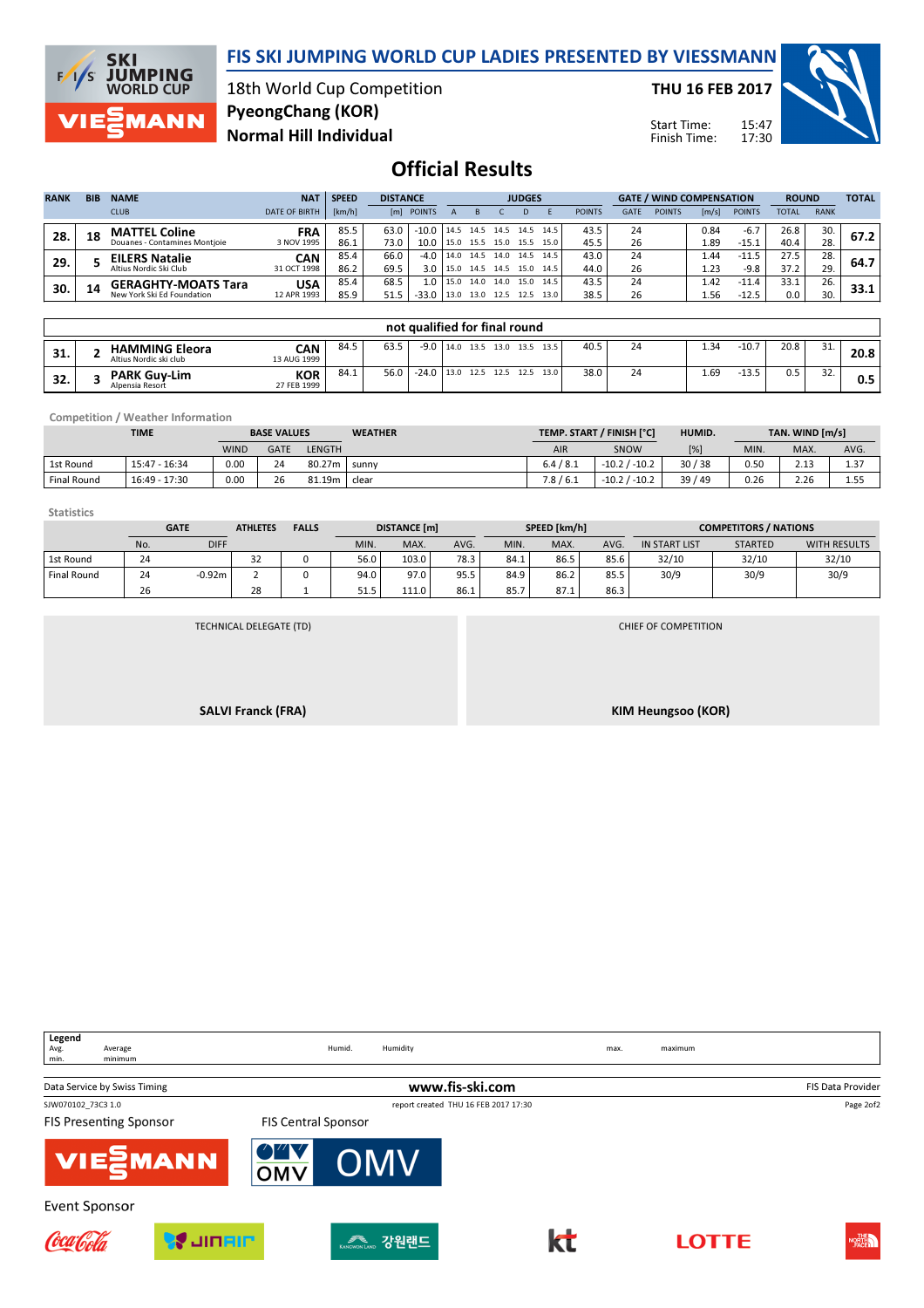# FIS SKI JUMPING WORLD CUP LADIES PRESENTED BY VIESSMANN

18th World Cup Competition
PyeongChang (KOR)
Normal Hill Individual

THU 16 FEB 2017

Start Time: 15:47
Finish Time: 17:30

## Official Results

| RANK | BIB | NAME / CLUB | NAT / DATE OF BIRTH | SPEED [km/h] | DISTANCE [m] | DISTANCE POINTS | A | B | C | D | E | JUDGES POINTS | GATE | GATE POINTS | WIND [m/s] | WIND POINTS | ROUND TOTAL | ROUND RANK | TOTAL |
|---|---|---|---|---|---|---|---|---|---|---|---|---|---|---|---|---|---|---|---|
| 28. | 18 | MATTEL Coline / Douanes - Contamines Montjoie | FRA / 3 NOV 1995 | 85.5 | 63.0 | -10.0 | 14.5 | 14.5 | 14.5 | 14.5 | 14.5 | 43.5 | 24 | | 0.84 | -6.7 | 26.8 | 30. | 67.2 |
| | | | | 86.1 | 73.0 | 10.0 | 15.0 | 15.5 | 15.0 | 15.5 | 15.0 | 45.5 | 26 | | 1.89 | -15.1 | 40.4 | 28. | |
| 29. | 5 | EILERS Natalie / Altius Nordic Ski Club | CAN / 31 OCT 1998 | 85.4 | 66.0 | -4.0 | 14.0 | 14.5 | 14.0 | 14.5 | 14.5 | 43.0 | 24 | | 1.44 | -11.5 | 27.5 | 28. | 64.7 |
| | | | | 86.2 | 69.5 | 3.0 | 15.0 | 14.5 | 14.5 | 15.0 | 14.5 | 44.0 | 26 | | 1.23 | -9.8 | 37.2 | 29. | |
| 30. | 14 | GERAGHTY-MOATS Tara / New York Ski Ed Foundation | USA / 12 APR 1993 | 85.4 | 68.5 | 1.0 | 15.0 | 14.0 | 14.0 | 15.0 | 14.5 | 43.5 | 24 | | 1.42 | -11.4 | 33.1 | 26. | 33.1 |
| | | | | 85.9 | 51.5 | -33.0 | 13.0 | 13.0 | 12.5 | 12.5 | 13.0 | 38.5 | 26 | | 1.56 | -12.5 | 0.0 | 30. | |

### not qualified for final round

| RANK | BIB | NAME / CLUB | NAT / DATE OF BIRTH | SPEED [km/h] | DISTANCE [m] | DISTANCE POINTS | A | B | C | D | E | JUDGES POINTS | GATE | GATE POINTS | WIND [m/s] | WIND POINTS | ROUND TOTAL | ROUND RANK | TOTAL |
|---|---|---|---|---|---|---|---|---|---|---|---|---|---|---|---|---|---|---|---|
| 31. | 2 | HAMMING Eleora / Altius Nordic ski club | CAN / 13 AUG 1999 | 84.5 | 63.5 | -9.0 | 14.0 | 13.5 | 13.0 | 13.5 | 13.5 | 40.5 | 24 | | 1.34 | -10.7 | 20.8 | 31. | 20.8 |
| 32. | 3 | PARK Guy-Lim / Alpensia Resort | KOR / 27 FEB 1999 | 84.1 | 56.0 | -24.0 | 13.0 | 12.5 | 12.5 | 12.5 | 13.0 | 38.0 | 24 | | 1.69 | -13.5 | 0.5 | 32. | 0.5 |

### Competition / Weather Information

| | TIME | BASE VALUES WIND | GATE | LENGTH | WEATHER | TEMP. AIR | TEMP. SNOW | HUMID. [%] | TAN. WIND MIN. | MAX. | AVG. |
|---|---|---|---|---|---|---|---|---|---|---|---|
| 1st Round | 15:47 - 16:34 | 0.00 | 24 | 80.27m | sunny | 6.4 / 8.1 | -10.2 / -10.2 | 30 / 38 | 0.50 | 2.13 | 1.37 |
| Final Round | 16:49 - 17:30 | 0.00 | 26 | 81.19m | clear | 7.8 / 6.1 | -10.2 / -10.2 | 39 / 49 | 0.26 | 2.26 | 1.55 |

### Statistics

| | GATE No. | GATE DIFF | ATHLETES | FALLS | DISTANCE MIN. | DISTANCE MAX. | DISTANCE AVG. | SPEED MIN. | SPEED MAX. | SPEED AVG. | IN START LIST | STARTED | WITH RESULTS |
|---|---|---|---|---|---|---|---|---|---|---|---|---|---|
| 1st Round | 24 | | 32 | 0 | 56.0 | 103.0 | 78.3 | 84.1 | 86.5 | 85.6 | 32/10 | 32/10 | 32/10 |
| Final Round | 24 | -0.92m | 2 | 0 | 94.0 | 97.0 | 95.5 | 84.9 | 86.2 | 85.5 | 30/9 | 30/9 | 30/9 |
| | 26 | | 28 | 1 | 51.5 | 111.0 | 86.1 | 85.7 | 87.1 | 86.3 | | | |

TECHNICAL DELEGATE (TD): **SALVI Franck (FRA)**

CHIEF OF COMPETITION: **KIM Heungsoo (KOR)**

Legend: Avg. Average; min. minimum; Humid. Humidity; max. maximum

Data Service by Swiss Timing — www.fis-ski.com — FIS Data Provider

SJW070102_73C3 1.0 — report created THU 16 FEB 2017 17:30

FIS Presenting Sponsor: VIESSMANN — FIS Central Sponsor: OMV

Event Sponsor: Coca-Cola, JINAIR, 강원랜드, kt, LOTTE, THE NORTH FACE